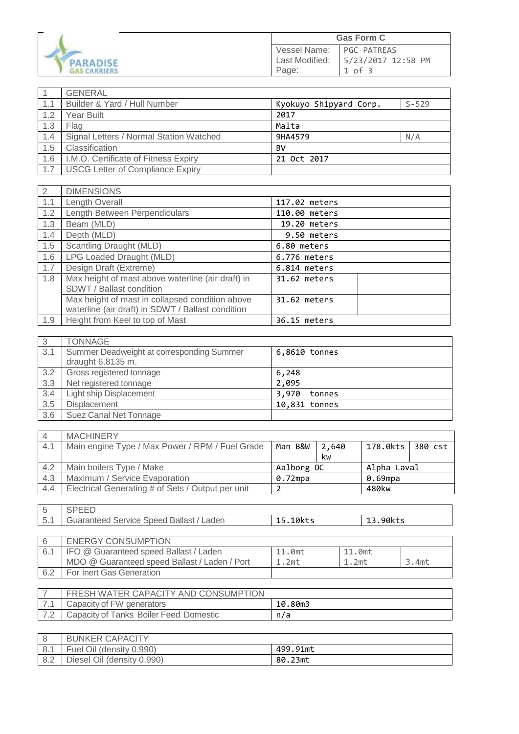| Gas Form C | |
|---|---|
| Vessel Name: | PGC PATREAS |
| Last Modified: | 5/23/2017 12:58 PM |

| 1 | GENERAL | | |
|---|---|---|---|
| 1.1 | Builder & Yard / Hull Number | Kyokuyo Shipyard Corp. | S-529 |
| 1.2 | Year Built | 2017 | |
| 1.3 | Flag | Malta | |
| 1.4 | Signal Letters / Normal Station Watched | 9HA4579 | N/A |
| 1.5 | Classification | BV | |
| 1.6 | I.M.O. Certificate of Fitness Expiry | 21 Oct 2017 | |
| 1.7 | USCG Letter of Compliance Expiry | | |

| 2 | DIMENSIONS | | |
|---|---|---|---|
| 1.1 | Length Overall | 117.02 meters | |
| 1.2 | Length Between Perpendiculars | 110.00 meters | |
| 1.3 | Beam (MLD) | 19.20 meters | |
| 1.4 | Depth (MLD) | 9.50 meters | |
| 1.5 | Scantling Draught (MLD) | 6.80 meters | |
| 1.6 | LPG Loaded Draught (MLD) | 6.776 meters | |
| 1.7 | Design Draft (Extreme) | 6.814 meters | |
| 1.8 | Max height of mast above waterline (air draft) in SDWT / Ballast condition | 31.62 meters | |
| | Max height of mast in collapsed condition above waterline (air draft) in SDWT / Ballast condition | 31.62 meters | |
| 1.9 | Height from Keel to top of Mast | 36.15 meters | |

| 3 | TONNAGE | |
|---|---|---|
| 3.1 | Summer Deadweight at corresponding Summer draught 6.8135 m. | 6,8610 tonnes |
| 3.2 | Gross registered tonnage | 6,248 |
| 3.3 | Net registered tonnage | 2,095 |
| 3.4 | Light ship Displacement | 3,970 tonnes |
| 3.5 | Displacement | 10,831 tonnes |
| 3.6 | Suez Canal Net Tonnage | |

| 4 | MACHINERY | | | | |
|---|---|---|---|---|---|
| 4.1 | Main engine Type / Max Power / RPM / Fuel Grade | Man B&W | 2,640 kw | 178.0kts | 380 cst |
| 4.2 | Main boilers Type / Make | Aalborg OC | | Alpha Laval | |
| 4.3 | Maximum / Service Evaporation | 0.72mpa | | 0.69mpa | |
| 4.4 | Electrical Generating # of Sets / Output per unit | 2 | | 480kw | |

| 5 | SPEED | | |
|---|---|---|---|
| 5.1 | Guaranteed Service Speed Ballast / Laden | 15.10kts | 13.90kts |

| 6 | ENERGY CONSUMPTION | | | |
|---|---|---|---|---|
| 6.1 | IFO @ Guaranteed speed Ballast / Laden | 11.0mt | 11.0mt | |
| | MDO @ Guaranteed speed Ballast / Laden / Port | 1.2mt | 1.2mt | 3.4mt |
| 6.2 | For Inert Gas Generation | | | |

| 7 | FRESH WATER CAPACITY AND CONSUMPTION | |
|---|---|---|
| 7.1 | Capacity of FW generators | 10.80m3 |
| 7.2 | Capacity of Tanks Boiler Feed Domestic | n/a |

| 8 | BUNKER CAPACITY | |
|---|---|---|
| 8.1 | Fuel Oil (density 0.990) | 499.91mt |
| 8.2 | Diesel Oil (density 0.990) | 80.23mt |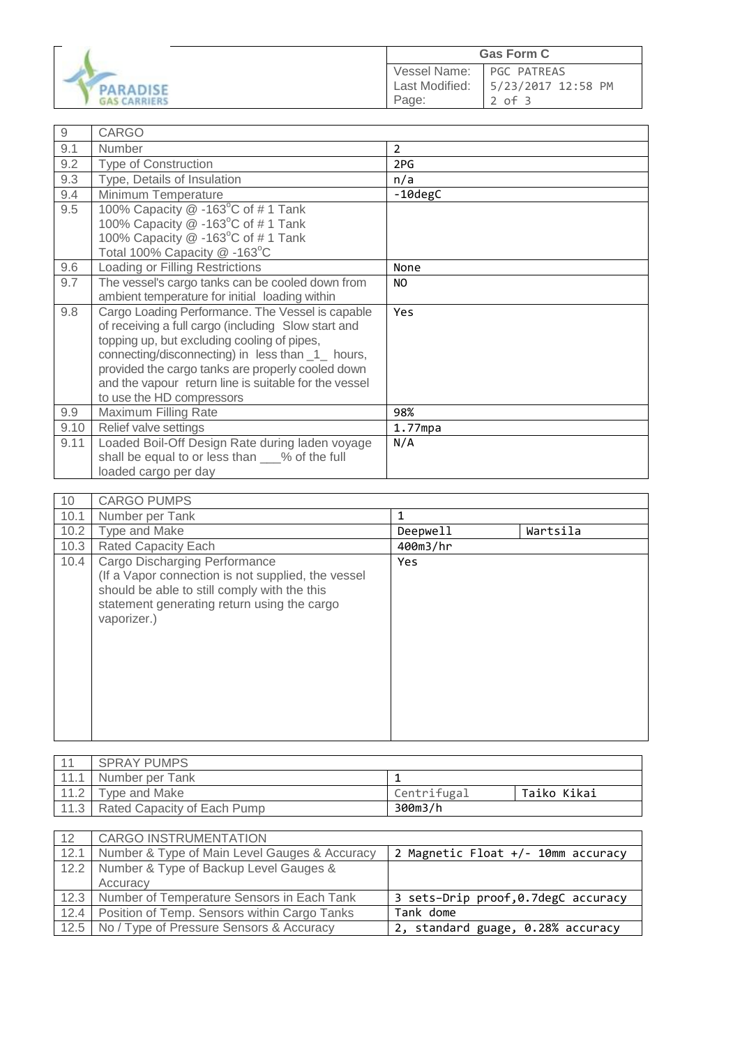| | Gas Form C |
|---|---|
| Vessel Name: | PGC PATREAS |
| Last Modified: | 5/23/2017 12:58 PM |

| 9 | CARGO | |
|---|---|---|
| 9.1 | Number | 2 |
| 9.2 | Type of Construction | 2PG |
| 9.3 | Type, Details of Insulation | n/a |
| 9.4 | Minimum Temperature | -10degC |
| 9.5 | 100% Capacity @ -163$^{o}$C of # 1 Tank<br>100% Capacity @ -163$^{o}$C of # 1 Tank<br>100% Capacity @ -163$^{o}$C of # 1 Tank<br>Total 100% Capacity @ -163$^{o}$C | |
| 9.6 | Loading or Filling Restrictions | None |
| 9.7 | The vessel's cargo tanks can be cooled down from ambient temperature for initial loading within | NO |
| 9.8 | Cargo Loading Performance. The Vessel is capable of receiving a full cargo (including Slow start and topping up, but excluding cooling of pipes, connecting/disconnecting) in less than _1_ hours, provided the cargo tanks are properly cooled down and the vapour return line is suitable for the vessel to use the HD compressors | Yes |
| 9.9 | Maximum Filling Rate | 98% |
| 9.10 | Relief valve settings | 1.77mpa |
| 9.11 | Loaded Boil-Off Design Rate during laden voyage shall be equal to or less than ___% of the full loaded cargo per day | N/A |

| 10 | CARGO PUMPS | | |
|---|---|---|---|
| 10.1 | Number per Tank | 1 | |
| 10.2 | Type and Make | Deepwell | Wartsila |
| 10.3 | Rated Capacity Each | 400m3/hr | |
| 10.4 | Cargo Discharging Performance<br>(If a Vapor connection is not supplied, the vessel should be able to still comply with the this statement generating return using the cargo vaporizer.) | Yes | |

| 11 | SPRAY PUMPS | | |
|---|---|---|---|
| 11.1 | Number per Tank | 1 | |
| 11.2 | Type and Make | Centrifugal | Taiko Kikai |
| 11.3 | Rated Capacity of Each Pump | 300m3/h | |

| 12 | CARGO INSTRUMENTATION | |
|---|---|---|
| 12.1 | Number & Type of Main Level Gauges & Accuracy | 2 Magnetic Float +/- 10mm accuracy |
| 12.2 | Number & Type of Backup Level Gauges & Accuracy | |
| 12.3 | Number of Temperature Sensors in Each Tank | 3 sets-Drip proof,0.7degC accuracy |
| 12.4 | Position of Temp. Sensors within Cargo Tanks | Tank dome |
| 12.5 | No / Type of Pressure Sensors & Accuracy | 2, standard guage, 0.28% accuracy |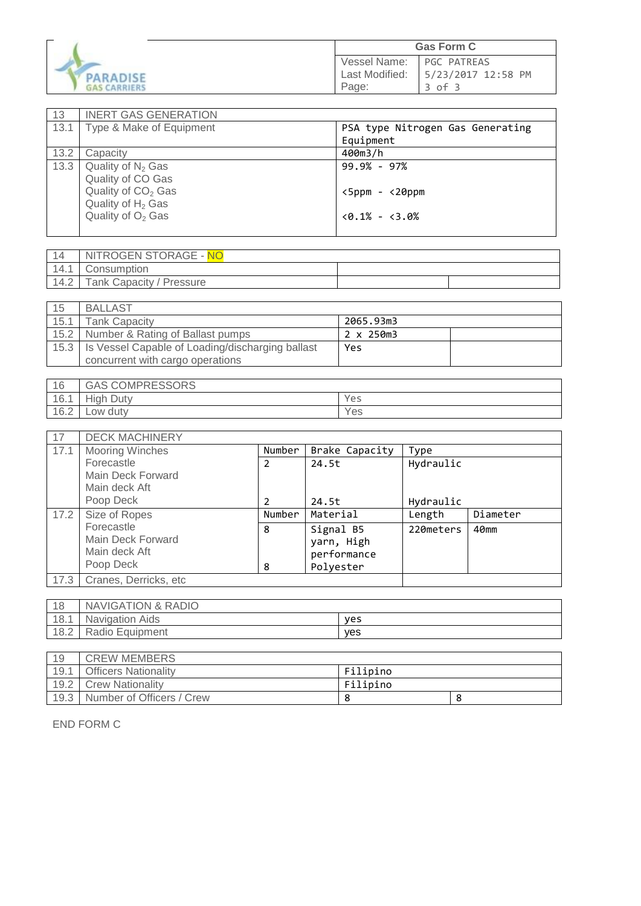| Gas Form C | |
|---|---|
| Vessel Name: | PGC PATREAS |
| Last Modified: | 5/23/2017 12:58 PM |

| 13 | INERT GAS GENERATION | |
|---|---|---|
| 13.1 | Type & Make of Equipment | PSA type Nitrogen Gas Generating Equipment |
| 13.2 | Capacity | 400m3/h |
| 13.3 | Quality of $N_2$ Gas<br>Quality of CO Gas<br>Quality of $CO_2$ Gas<br>Quality of $H_2$ Gas<br>Quality of $O_2$ Gas | 99.9% - 97%<br><br><5ppm - <20ppm<br><br><0.1% - <3.0% |

| 14 | NITROGEN STORAGE - NO | | |
|---|---|---|---|
| 14.1 | Consumption | | |
| 14.2 | Tank Capacity / Pressure | | |

| 15 | BALLAST | | |
|---|---|---|---|
| 15.1 | Tank Capacity | 2065.93m3 | |
| 15.2 | Number & Rating of Ballast pumps | 2 x 250m3 | |
| 15.3 | Is Vessel Capable of Loading/discharging ballast concurrent with cargo operations | Yes | |

| 16 | GAS COMPRESSORS | |
|---|---|---|
| 16.1 | High Duty | Yes |
| 16.2 | Low duty | Yes |

| 17 | DECK MACHINERY | | | | |
|---|---|---|---|---|---|
| 17.1 | Mooring Winches | Number | Brake Capacity | Type | |
| | Forecastle<br>Main Deck Forward<br>Main deck Aft<br>Poop Deck | 2<br><br><br>2 | 24.5t<br><br><br>24.5t | Hydraulic<br><br><br>Hydraulic | |
| 17.2 | Size of Ropes | Number | Material | Length | Diameter |
| | Forecastle<br>Main Deck Forward<br>Main deck Aft<br>Poop Deck | 8<br><br><br>8 | Signal B5 yarn, High performance Polyester | 220meters | 40mm |
| 17.3 | Cranes, Derricks, etc | | | | |

| 18 | NAVIGATION & RADIO | |
|---|---|---|
| 18.1 | Navigation Aids | yes |
| 18.2 | Radio Equipment | yes |

| 19 | CREW MEMBERS | | |
|---|---|---|---|
| 19.1 | Officers Nationality | Filipino | |
| 19.2 | Crew Nationality | Filipino | |
| 19.3 | Number of Officers / Crew | 8 | 8 |

END FORM C